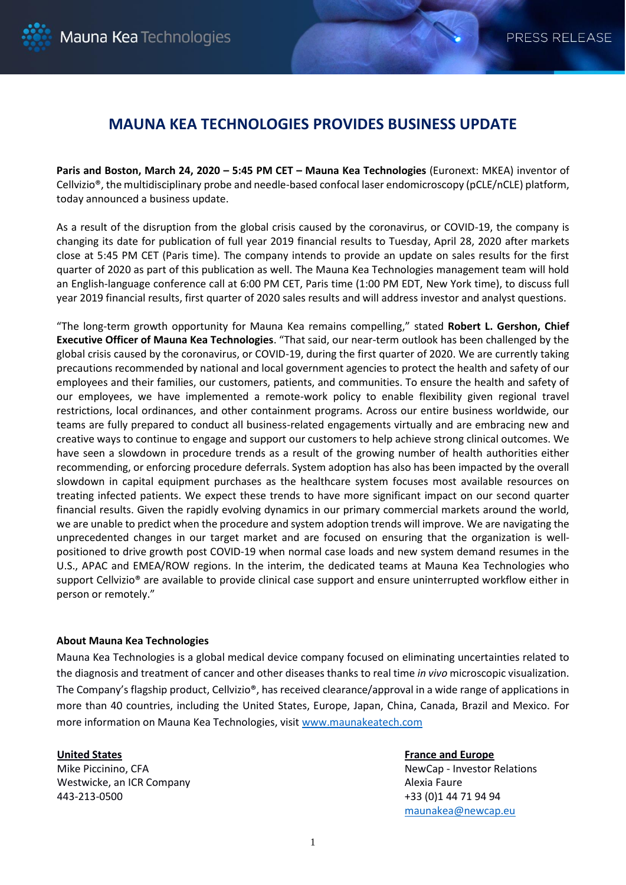# MAUNA KEA TECHNOLOGIES PROVIDES BUSINESS UPDATE

**Paris and Boston, March 24, 2020 – 5:45 PM CET – Mauna Kea Technologies** (Euronext: MKEA) inventor of Cellvizio®, the multidisciplinary probe and needle-based confocal laser endomicroscopy (pCLE/nCLE) platform, today announced a business update.

As a result of the disruption from the global crisis caused by the coronavirus, or COVID-19, the company is changing its date for publication of full year 2019 financial results to Tuesday, April 28, 2020 after markets close at 5:45 PM CET (Paris time). The company intends to provide an update on sales results for the first quarter of 2020 as part of this publication as well. The Mauna Kea Technologies management team will hold an English-language conference call at 6:00 PM CET, Paris time (1:00 PM EDT, New York time), to discuss full year 2019 financial results, first quarter of 2020 sales results and will address investor and analyst questions.

"The long-term growth opportunity for Mauna Kea remains compelling," stated **Robert L. Gershon, Chief Executive Officer of Mauna Kea Technologies**. "That said, our near-term outlook has been challenged by the global crisis caused by the coronavirus, or COVID-19, during the first quarter of 2020. We are currently taking precautions recommended by national and local government agencies to protect the health and safety of our employees and their families, our customers, patients, and communities. To ensure the health and safety of our employees, we have implemented a remote-work policy to enable flexibility given regional travel restrictions, local ordinances, and other containment programs. Across our entire business worldwide, our teams are fully prepared to conduct all business-related engagements virtually and are embracing new and creative ways to continue to engage and support our customers to help achieve strong clinical outcomes. We have seen a slowdown in procedure trends as a result of the growing number of health authorities either recommending, or enforcing procedure deferrals. System adoption has also has been impacted by the overall slowdown in capital equipment purchases as the healthcare system focuses most available resources on treating infected patients. We expect these trends to have more significant impact on our second quarter financial results. Given the rapidly evolving dynamics in our primary commercial markets around the world, we are unable to predict when the procedure and system adoption trends will improve. We are navigating the unprecedented changes in our target market and are focused on ensuring that the organization is well-positioned to drive growth post COVID-19 when normal case loads and new system demand resumes in the U.S., APAC and EMEA/ROW regions. In the interim, the dedicated teams at Mauna Kea Technologies who support Cellvizio® are available to provide clinical case support and ensure uninterrupted workflow either in person or remotely."

**About Mauna Kea Technologies**

Mauna Kea Technologies is a global medical device company focused on eliminating uncertainties related to the diagnosis and treatment of cancer and other diseases thanks to real time *in vivo* microscopic visualization. The Company's flagship product, Cellvizio®, has received clearance/approval in a wide range of applications in more than 40 countries, including the United States, Europe, Japan, China, Canada, Brazil and Mexico. For more information on Mauna Kea Technologies, visit [www.maunakeatech.com](http://www.maunakeatech.com)

**United States**
Mike Piccinino, CFA
Westwicke, an ICR Company
443-213-0500

**France and Europe**
NewCap - Investor Relations
Alexia Faure
+33 (0)1 44 71 94 94
[maunakea@newcap.eu](mailto:maunakea@newcap.eu)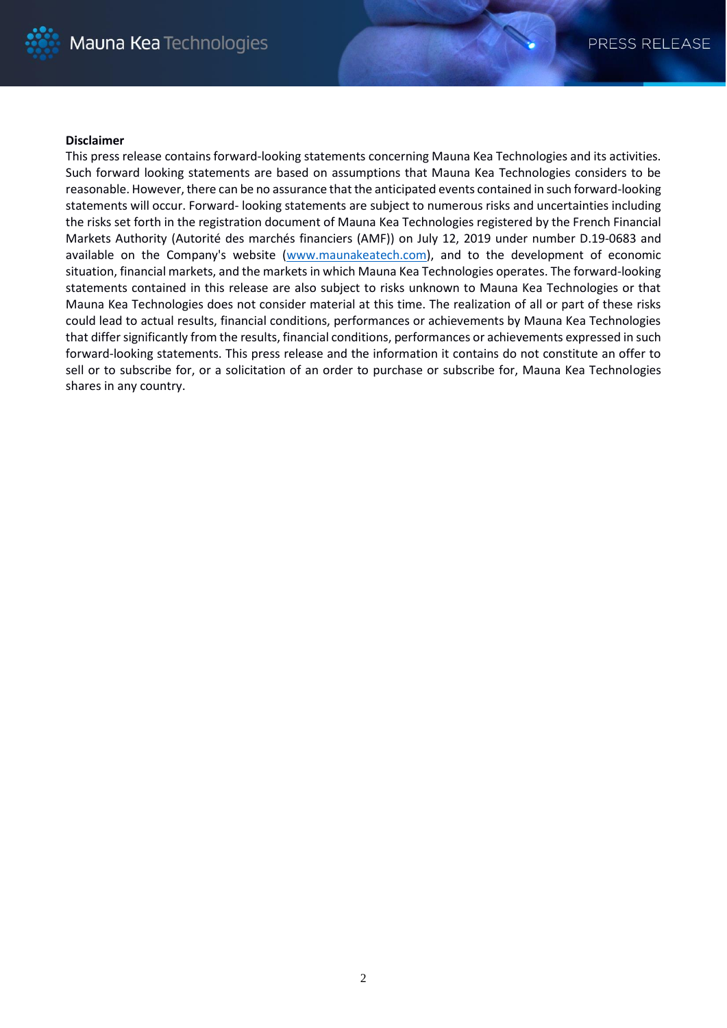**Disclaimer**

This press release contains forward-looking statements concerning Mauna Kea Technologies and its activities. Such forward looking statements are based on assumptions that Mauna Kea Technologies considers to be reasonable. However, there can be no assurance that the anticipated events contained in such forward-looking statements will occur. Forward- looking statements are subject to numerous risks and uncertainties including the risks set forth in the registration document of Mauna Kea Technologies registered by the French Financial Markets Authority (Autorité des marchés financiers (AMF)) on July 12, 2019 under number D.19-0683 and available on the Company's website (www.maunakeatech.com), and to the development of economic situation, financial markets, and the markets in which Mauna Kea Technologies operates. The forward-looking statements contained in this release are also subject to risks unknown to Mauna Kea Technologies or that Mauna Kea Technologies does not consider material at this time. The realization of all or part of these risks could lead to actual results, financial conditions, performances or achievements by Mauna Kea Technologies that differ significantly from the results, financial conditions, performances or achievements expressed in such forward-looking statements. This press release and the information it contains do not constitute an offer to sell or to subscribe for, or a solicitation of an order to purchase or subscribe for, Mauna Kea Technologies shares in any country.